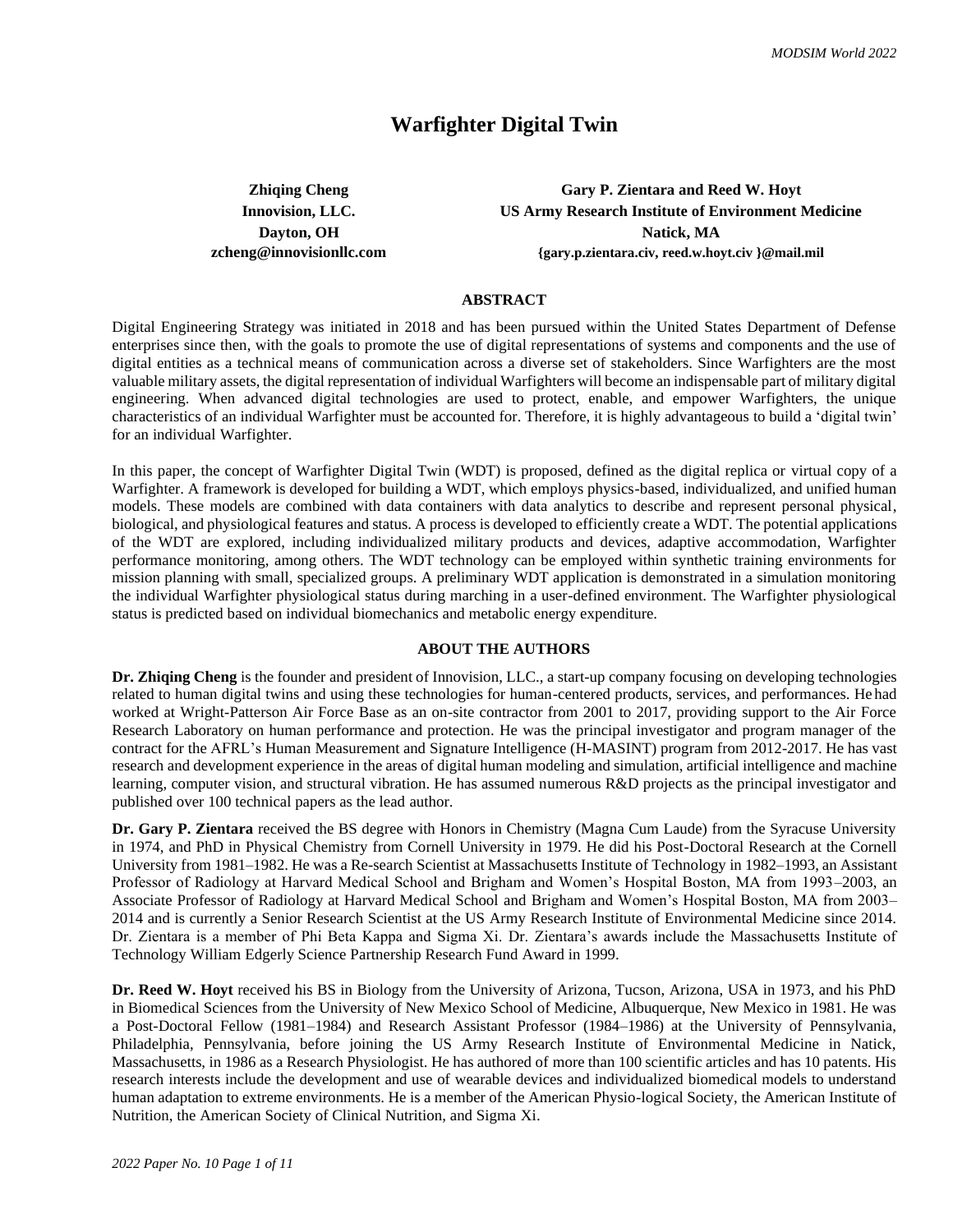# Warfighter Digital Twin

**Zhiqing Cheng**
**Innovision, LLC.**
**Dayton, OH**
**zcheng@innovisionllc.com**

**Gary P. Zientara and Reed W. Hoyt**
**US Army Research Institute of Environment Medicine**
**Natick, MA**
**{gary.p.zientara.civ, reed.w.hoyt.civ }@mail.mil**

## ABSTRACT

Digital Engineering Strategy was initiated in 2018 and has been pursued within the United States Department of Defense enterprises since then, with the goals to promote the use of digital representations of systems and components and the use of digital entities as a technical means of communication across a diverse set of stakeholders. Since Warfighters are the most valuable military assets, the digital representation of individual Warfighters will become an indispensable part of military digital engineering. When advanced digital technologies are used to protect, enable, and empower Warfighters, the unique characteristics of an individual Warfighter must be accounted for. Therefore, it is highly advantageous to build a 'digital twin' for an individual Warfighter.

In this paper, the concept of Warfighter Digital Twin (WDT) is proposed, defined as the digital replica or virtual copy of a Warfighter. A framework is developed for building a WDT, which employs physics-based, individualized, and unified human models. These models are combined with data containers with data analytics to describe and represent personal physical, biological, and physiological features and status. A process is developed to efficiently create a WDT. The potential applications of the WDT are explored, including individualized military products and devices, adaptive accommodation, Warfighter performance monitoring, among others. The WDT technology can be employed within synthetic training environments for mission planning with small, specialized groups. A preliminary WDT application is demonstrated in a simulation monitoring the individual Warfighter physiological status during marching in a user-defined environment. The Warfighter physiological status is predicted based on individual biomechanics and metabolic energy expenditure.

## ABOUT THE AUTHORS

**Dr. Zhiqing Cheng** is the founder and president of Innovision, LLC., a start-up company focusing on developing technologies related to human digital twins and using these technologies for human-centered products, services, and performances. He had worked at Wright-Patterson Air Force Base as an on-site contractor from 2001 to 2017, providing support to the Air Force Research Laboratory on human performance and protection. He was the principal investigator and program manager of the contract for the AFRL's Human Measurement and Signature Intelligence (H-MASINT) program from 2012-2017. He has vast research and development experience in the areas of digital human modeling and simulation, artificial intelligence and machine learning, computer vision, and structural vibration. He has assumed numerous R&D projects as the principal investigator and published over 100 technical papers as the lead author.

**Dr. Gary P. Zientara** received the BS degree with Honors in Chemistry (Magna Cum Laude) from the Syracuse University in 1974, and PhD in Physical Chemistry from Cornell University in 1979. He did his Post-Doctoral Research at the Cornell University from 1981–1982. He was a Re-search Scientist at Massachusetts Institute of Technology in 1982–1993, an Assistant Professor of Radiology at Harvard Medical School and Brigham and Women's Hospital Boston, MA from 1993–2003, an Associate Professor of Radiology at Harvard Medical School and Brigham and Women's Hospital Boston, MA from 2003–2014 and is currently a Senior Research Scientist at the US Army Research Institute of Environmental Medicine since 2014. Dr. Zientara is a member of Phi Beta Kappa and Sigma Xi. Dr. Zientara's awards include the Massachusetts Institute of Technology William Edgerly Science Partnership Research Fund Award in 1999.

**Dr. Reed W. Hoyt** received his BS in Biology from the University of Arizona, Tucson, Arizona, USA in 1973, and his PhD in Biomedical Sciences from the University of New Mexico School of Medicine, Albuquerque, New Mexico in 1981. He was a Post-Doctoral Fellow (1981–1984) and Research Assistant Professor (1984–1986) at the University of Pennsylvania, Philadelphia, Pennsylvania, before joining the US Army Research Institute of Environmental Medicine in Natick, Massachusetts, in 1986 as a Research Physiologist. He has authored of more than 100 scientific articles and has 10 patents. His research interests include the development and use of wearable devices and individualized biomedical models to understand human adaptation to extreme environments. He is a member of the American Physio-logical Society, the American Institute of Nutrition, the American Society of Clinical Nutrition, and Sigma Xi.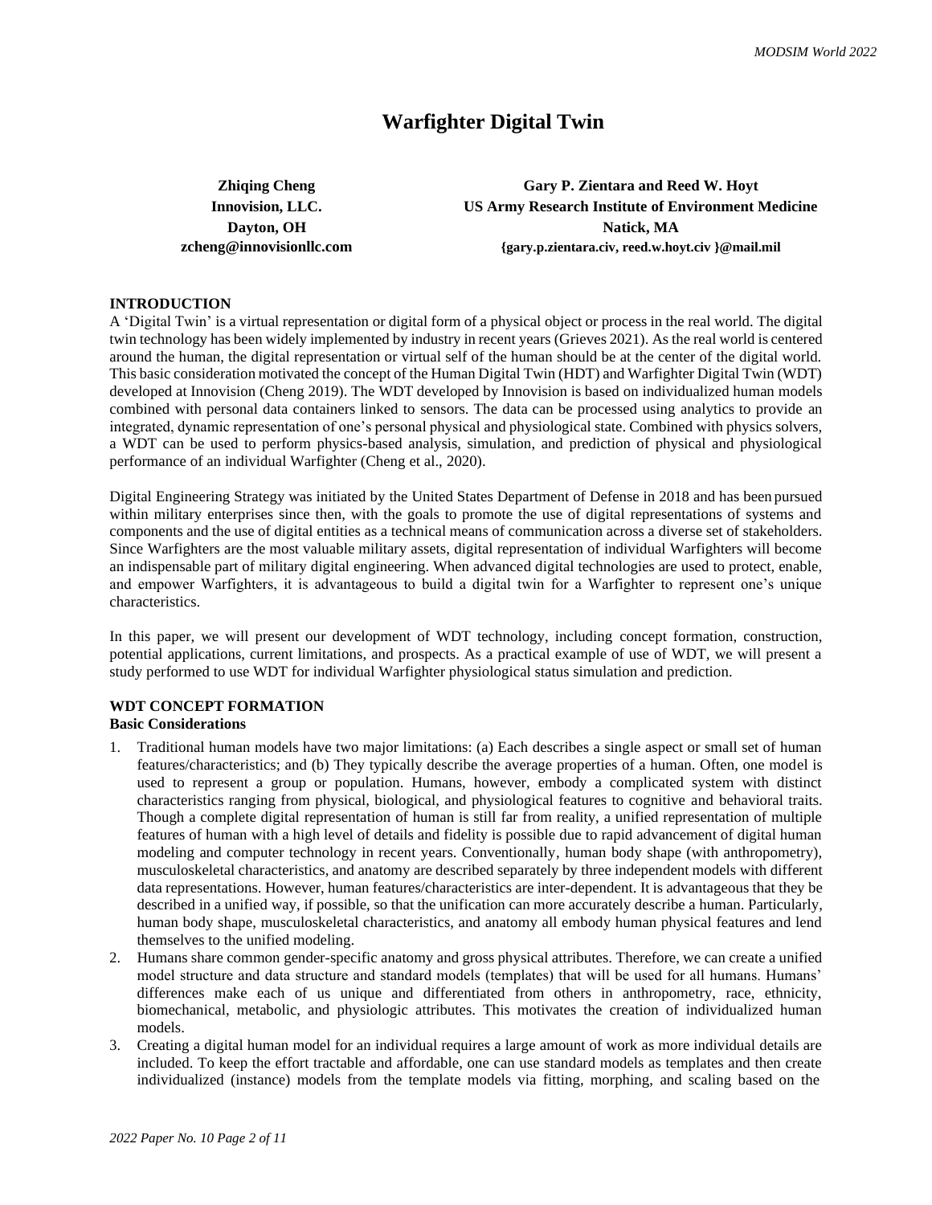# Warfighter Digital Twin

**Zhiqing Cheng**
**Innovision, LLC.**
**Dayton, OH**
**zcheng@innovisionllc.com**

**Gary P. Zientara and Reed W. Hoyt**
**US Army Research Institute of Environment Medicine**
**Natick, MA**
**{gary.p.zientara.civ, reed.w.hoyt.civ }@mail.mil**

## INTRODUCTION

A 'Digital Twin' is a virtual representation or digital form of a physical object or process in the real world. The digital twin technology has been widely implemented by industry in recent years (Grieves 2021). As the real world is centered around the human, the digital representation or virtual self of the human should be at the center of the digital world. This basic consideration motivated the concept of the Human Digital Twin (HDT) and Warfighter Digital Twin (WDT) developed at Innovision (Cheng 2019). The WDT developed by Innovision is based on individualized human models combined with personal data containers linked to sensors. The data can be processed using analytics to provide an integrated, dynamic representation of one's personal physical and physiological state. Combined with physics solvers, a WDT can be used to perform physics-based analysis, simulation, and prediction of physical and physiological performance of an individual Warfighter (Cheng et al., 2020).

Digital Engineering Strategy was initiated by the United States Department of Defense in 2018 and has been pursued within military enterprises since then, with the goals to promote the use of digital representations of systems and components and the use of digital entities as a technical means of communication across a diverse set of stakeholders. Since Warfighters are the most valuable military assets, digital representation of individual Warfighters will become an indispensable part of military digital engineering. When advanced digital technologies are used to protect, enable, and empower Warfighters, it is advantageous to build a digital twin for a Warfighter to represent one's unique characteristics.

In this paper, we will present our development of WDT technology, including concept formation, construction, potential applications, current limitations, and prospects. As a practical example of use of WDT, we will present a study performed to use WDT for individual Warfighter physiological status simulation and prediction.

## WDT CONCEPT FORMATION

### Basic Considerations

1. Traditional human models have two major limitations: (a) Each describes a single aspect or small set of human features/characteristics; and (b) They typically describe the average properties of a human. Often, one model is used to represent a group or population. Humans, however, embody a complicated system with distinct characteristics ranging from physical, biological, and physiological features to cognitive and behavioral traits. Though a complete digital representation of human is still far from reality, a unified representation of multiple features of human with a high level of details and fidelity is possible due to rapid advancement of digital human modeling and computer technology in recent years. Conventionally, human body shape (with anthropometry), musculoskeletal characteristics, and anatomy are described separately by three independent models with different data representations. However, human features/characteristics are inter-dependent. It is advantageous that they be described in a unified way, if possible, so that the unification can more accurately describe a human. Particularly, human body shape, musculoskeletal characteristics, and anatomy all embody human physical features and lend themselves to the unified modeling.
2. Humans share common gender-specific anatomy and gross physical attributes. Therefore, we can create a unified model structure and data structure and standard models (templates) that will be used for all humans. Humans' differences make each of us unique and differentiated from others in anthropometry, race, ethnicity, biomechanical, metabolic, and physiologic attributes. This motivates the creation of individualized human models.
3. Creating a digital human model for an individual requires a large amount of work as more individual details are included. To keep the effort tractable and affordable, one can use standard models as templates and then create individualized (instance) models from the template models via fitting, morphing, and scaling based on the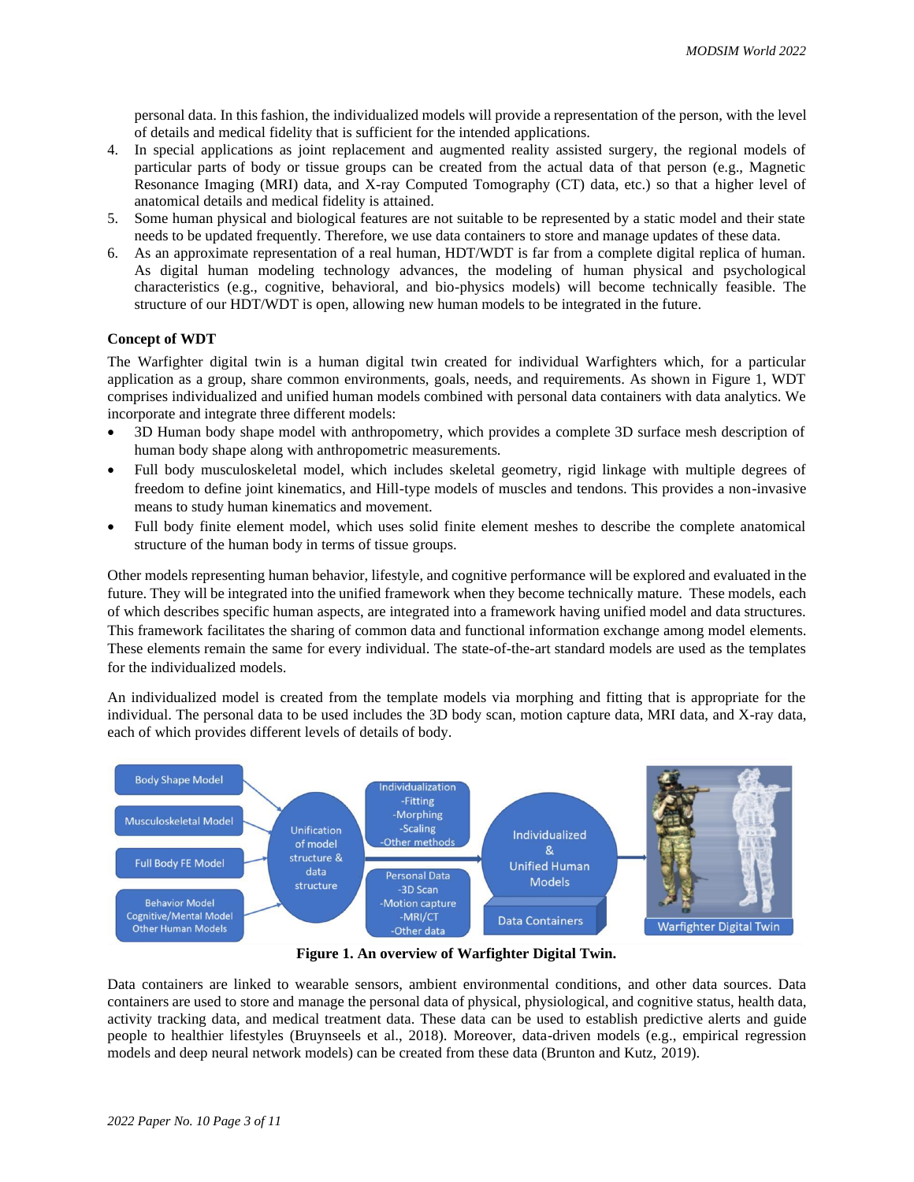personal data. In this fashion, the individualized models will provide a representation of the person, with the level of details and medical fidelity that is sufficient for the intended applications.

4. In special applications as joint replacement and augmented reality assisted surgery, the regional models of particular parts of body or tissue groups can be created from the actual data of that person (e.g., Magnetic Resonance Imaging (MRI) data, and X-ray Computed Tomography (CT) data, etc.) so that a higher level of anatomical details and medical fidelity is attained.
5. Some human physical and biological features are not suitable to be represented by a static model and their state needs to be updated frequently. Therefore, we use data containers to store and manage updates of these data.
6. As an approximate representation of a real human, HDT/WDT is far from a complete digital replica of human. As digital human modeling technology advances, the modeling of human physical and psychological characteristics (e.g., cognitive, behavioral, and bio-physics models) will become technically feasible. The structure of our HDT/WDT is open, allowing new human models to be integrated in the future.

**Concept of WDT**

The Warfighter digital twin is a human digital twin created for individual Warfighters which, for a particular application as a group, share common environments, goals, needs, and requirements. As shown in Figure 1, WDT comprises individualized and unified human models combined with personal data containers with data analytics. We incorporate and integrate three different models:

- 3D Human body shape model with anthropometry, which provides a complete 3D surface mesh description of human body shape along with anthropometric measurements.
- Full body musculoskeletal model, which includes skeletal geometry, rigid linkage with multiple degrees of freedom to define joint kinematics, and Hill-type models of muscles and tendons. This provides a non-invasive means to study human kinematics and movement.
- Full body finite element model, which uses solid finite element meshes to describe the complete anatomical structure of the human body in terms of tissue groups.

Other models representing human behavior, lifestyle, and cognitive performance will be explored and evaluated in the future. They will be integrated into the unified framework when they become technically mature. These models, each of which describes specific human aspects, are integrated into a framework having unified model and data structures. This framework facilitates the sharing of common data and functional information exchange among model elements. These elements remain the same for every individual. The state-of-the-art standard models are used as the templates for the individualized models.

An individualized model is created from the template models via morphing and fitting that is appropriate for the individual. The personal data to be used includes the 3D body scan, motion capture data, MRI data, and X-ray data, each of which provides different levels of details of body.

**Figure 1. An overview of Warfighter Digital Twin.**

Data containers are linked to wearable sensors, ambient environmental conditions, and other data sources. Data containers are used to store and manage the personal data of physical, physiological, and cognitive status, health data, activity tracking data, and medical treatment data. These data can be used to establish predictive alerts and guide people to healthier lifestyles (Bruynseels et al., 2018). Moreover, data-driven models (e.g., empirical regression models and deep neural network models) can be created from these data (Brunton and Kutz, 2019).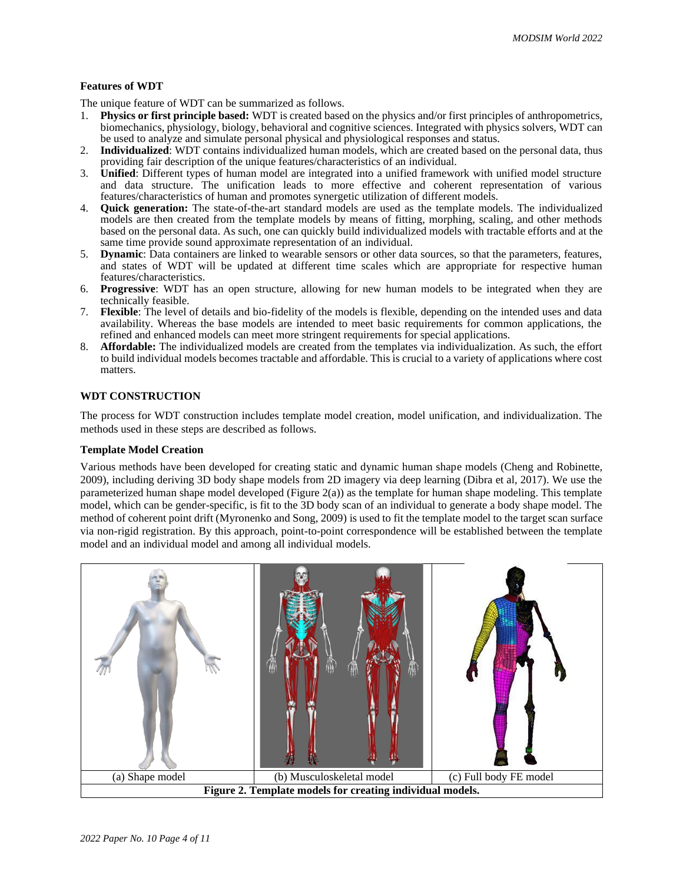### Features of WDT

The unique feature of WDT can be summarized as follows.

1. **Physics or first principle based:** WDT is created based on the physics and/or first principles of anthropometrics, biomechanics, physiology, biology, behavioral and cognitive sciences. Integrated with physics solvers, WDT can be used to analyze and simulate personal physical and physiological responses and status.
2. **Individualized**: WDT contains individualized human models, which are created based on the personal data, thus providing fair description of the unique features/characteristics of an individual.
3. **Unified**: Different types of human model are integrated into a unified framework with unified model structure and data structure. The unification leads to more effective and coherent representation of various features/characteristics of human and promotes synergetic utilization of different models.
4. **Quick generation:** The state-of-the-art standard models are used as the template models. The individualized models are then created from the template models by means of fitting, morphing, scaling, and other methods based on the personal data. As such, one can quickly build individualized models with tractable efforts and at the same time provide sound approximate representation of an individual.
5. **Dynamic**: Data containers are linked to wearable sensors or other data sources, so that the parameters, features, and states of WDT will be updated at different time scales which are appropriate for respective human features/characteristics.
6. **Progressive**: WDT has an open structure, allowing for new human models to be integrated when they are technically feasible.
7. **Flexible**: The level of details and bio-fidelity of the models is flexible, depending on the intended uses and data availability. Whereas the base models are intended to meet basic requirements for common applications, the refined and enhanced models can meet more stringent requirements for special applications.
8. **Affordable:** The individualized models are created from the templates via individualization. As such, the effort to build individual models becomes tractable and affordable. This is crucial to a variety of applications where cost matters.

## WDT CONSTRUCTION

The process for WDT construction includes template model creation, model unification, and individualization. The methods used in these steps are described as follows.

### Template Model Creation

Various methods have been developed for creating static and dynamic human shape models (Cheng and Robinette, 2009), including deriving 3D body shape models from 2D imagery via deep learning (Dibra et al, 2017). We use the parameterized human shape model developed (Figure 2(a)) as the template for human shape modeling. This template model, which can be gender-specific, is fit to the 3D body scan of an individual to generate a body shape model. The method of coherent point drift (Myronenko and Song, 2009) is used to fit the template model to the target scan surface via non-rigid registration. By this approach, point-to-point correspondence will be established between the template model and an individual model and among all individual models.

| (a) Shape model | (b) Musculoskeletal model | (c) Full body FE model |
|---|---|---|

**Figure 2. Template models for creating individual models.**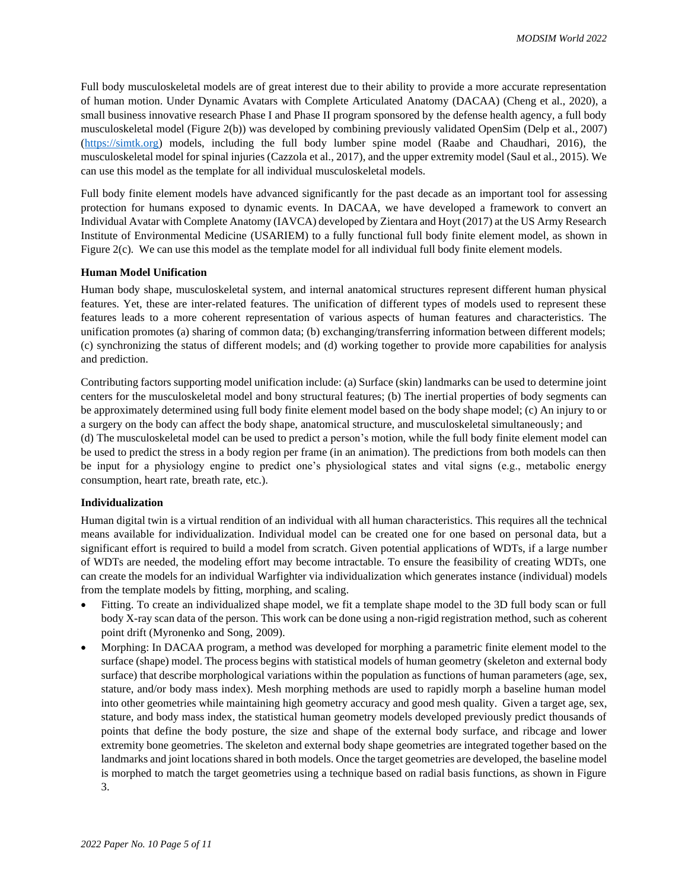Full body musculoskeletal models are of great interest due to their ability to provide a more accurate representation of human motion. Under Dynamic Avatars with Complete Articulated Anatomy (DACAA) (Cheng et al., 2020), a small business innovative research Phase I and Phase II program sponsored by the defense health agency, a full body musculoskeletal model (Figure 2(b)) was developed by combining previously validated OpenSim (Delp et al., 2007) (https://simtk.org) models, including the full body lumber spine model (Raabe and Chaudhari, 2016), the musculoskeletal model for spinal injuries (Cazzola et al., 2017), and the upper extremity model (Saul et al., 2015). We can use this model as the template for all individual musculoskeletal models.

Full body finite element models have advanced significantly for the past decade as an important tool for assessing protection for humans exposed to dynamic events. In DACAA, we have developed a framework to convert an Individual Avatar with Complete Anatomy (IAVCA) developed by Zientara and Hoyt (2017) at the US Army Research Institute of Environmental Medicine (USARIEM) to a fully functional full body finite element model, as shown in Figure 2(c). We can use this model as the template model for all individual full body finite element models.

**Human Model Unification**

Human body shape, musculoskeletal system, and internal anatomical structures represent different human physical features. Yet, these are inter-related features. The unification of different types of models used to represent these features leads to a more coherent representation of various aspects of human features and characteristics. The unification promotes (a) sharing of common data; (b) exchanging/transferring information between different models; (c) synchronizing the status of different models; and (d) working together to provide more capabilities for analysis and prediction.

Contributing factors supporting model unification include: (a) Surface (skin) landmarks can be used to determine joint centers for the musculoskeletal model and bony structural features; (b) The inertial properties of body segments can be approximately determined using full body finite element model based on the body shape model; (c) An injury to or a surgery on the body can affect the body shape, anatomical structure, and musculoskeletal simultaneously; and (d) The musculoskeletal model can be used to predict a person's motion, while the full body finite element model can be used to predict the stress in a body region per frame (in an animation). The predictions from both models can then be input for a physiology engine to predict one's physiological states and vital signs (e.g., metabolic energy consumption, heart rate, breath rate, etc.).

**Individualization**

Human digital twin is a virtual rendition of an individual with all human characteristics. This requires all the technical means available for individualization. Individual model can be created one for one based on personal data, but a significant effort is required to build a model from scratch. Given potential applications of WDTs, if a large number of WDTs are needed, the modeling effort may become intractable. To ensure the feasibility of creating WDTs, one can create the models for an individual Warfighter via individualization which generates instance (individual) models from the template models by fitting, morphing, and scaling.

- Fitting. To create an individualized shape model, we fit a template shape model to the 3D full body scan or full body X-ray scan data of the person. This work can be done using a non-rigid registration method, such as coherent point drift (Myronenko and Song, 2009).
- Morphing: In DACAA program, a method was developed for morphing a parametric finite element model to the surface (shape) model. The process begins with statistical models of human geometry (skeleton and external body surface) that describe morphological variations within the population as functions of human parameters (age, sex, stature, and/or body mass index). Mesh morphing methods are used to rapidly morph a baseline human model into other geometries while maintaining high geometry accuracy and good mesh quality. Given a target age, sex, stature, and body mass index, the statistical human geometry models developed previously predict thousands of points that define the body posture, the size and shape of the external body surface, and ribcage and lower extremity bone geometries. The skeleton and external body shape geometries are integrated together based on the landmarks and joint locations shared in both models. Once the target geometries are developed, the baseline model is morphed to match the target geometries using a technique based on radial basis functions, as shown in Figure 3.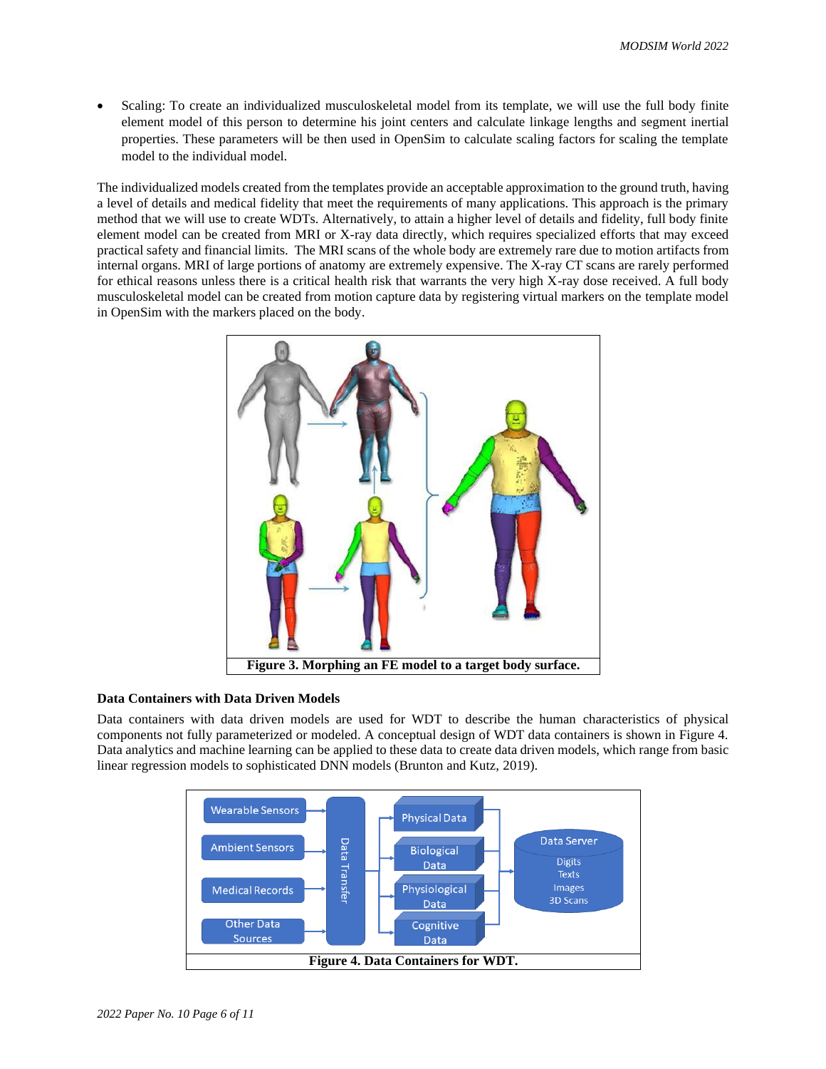- Scaling: To create an individualized musculoskeletal model from its template, we will use the full body finite element model of this person to determine his joint centers and calculate linkage lengths and segment inertial properties. These parameters will be then used in OpenSim to calculate scaling factors for scaling the template model to the individual model.

The individualized models created from the templates provide an acceptable approximation to the ground truth, having a level of details and medical fidelity that meet the requirements of many applications. This approach is the primary method that we will use to create WDTs. Alternatively, to attain a higher level of details and fidelity, full body finite element model can be created from MRI or X-ray data directly, which requires specialized efforts that may exceed practical safety and financial limits. The MRI scans of the whole body are extremely rare due to motion artifacts from internal organs. MRI of large portions of anatomy are extremely expensive. The X-ray CT scans are rarely performed for ethical reasons unless there is a critical health risk that warrants the very high X-ray dose received. A full body musculoskeletal model can be created from motion capture data by registering virtual markers on the template model in OpenSim with the markers placed on the body.

**Figure 3. Morphing an FE model to a target body surface.**

### Data Containers with Data Driven Models

Data containers with data driven models are used for WDT to describe the human characteristics of physical components not fully parameterized or modeled. A conceptual design of WDT data containers is shown in Figure 4. Data analytics and machine learning can be applied to these data to create data driven models, which range from basic linear regression models to sophisticated DNN models (Brunton and Kutz, 2019).

**Figure 4. Data Containers for WDT.**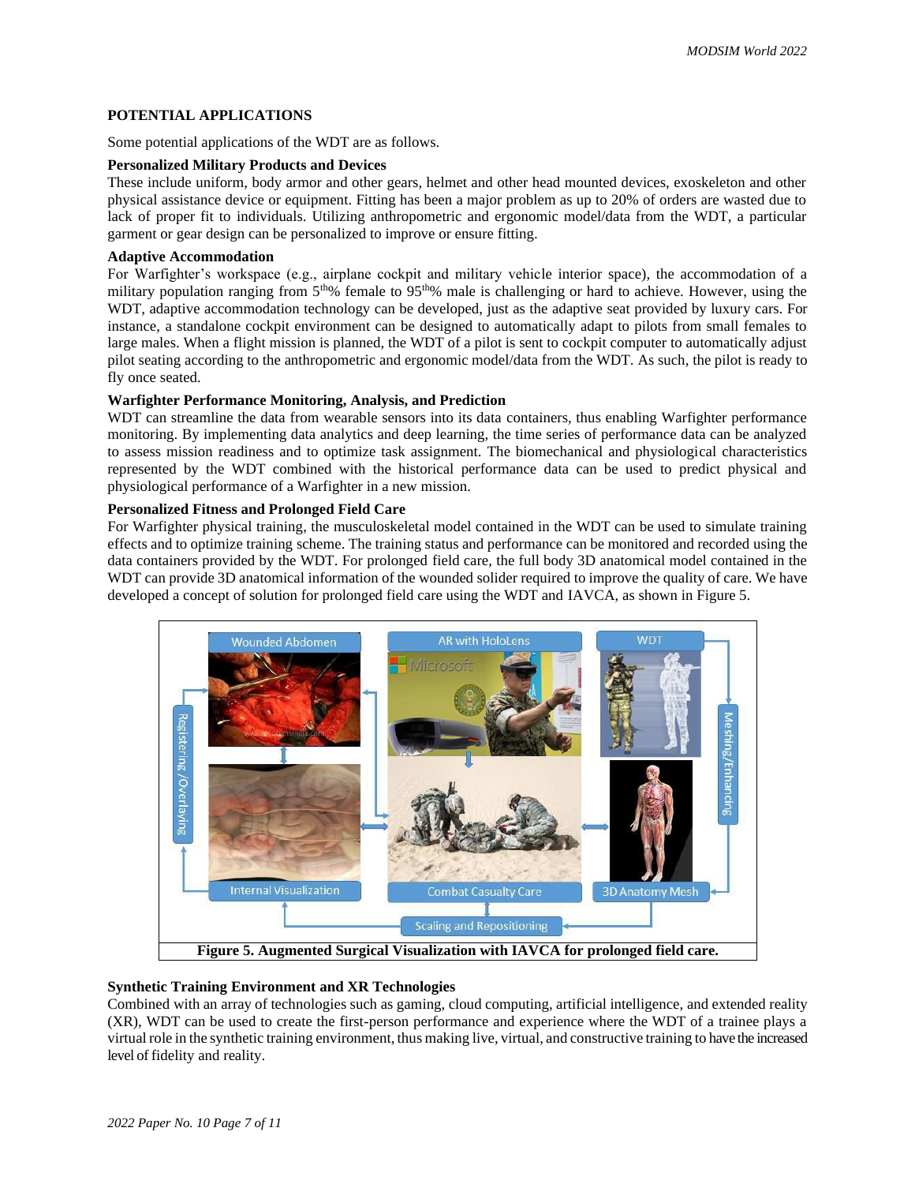## POTENTIAL APPLICATIONS

Some potential applications of the WDT are as follows.

### Personalized Military Products and Devices

These include uniform, body armor and other gears, helmet and other head mounted devices, exoskeleton and other physical assistance device or equipment. Fitting has been a major problem as up to 20% of orders are wasted due to lack of proper fit to individuals. Utilizing anthropometric and ergonomic model/data from the WDT, a particular garment or gear design can be personalized to improve or ensure fitting.

### Adaptive Accommodation

For Warfighter's workspace (e.g., airplane cockpit and military vehicle interior space), the accommodation of a military population ranging from $5^{th}$% female to $95^{th}$% male is challenging or hard to achieve. However, using the WDT, adaptive accommodation technology can be developed, just as the adaptive seat provided by luxury cars. For instance, a standalone cockpit environment can be designed to automatically adapt to pilots from small females to large males. When a flight mission is planned, the WDT of a pilot is sent to cockpit computer to automatically adjust pilot seating according to the anthropometric and ergonomic model/data from the WDT. As such, the pilot is ready to fly once seated.

### Warfighter Performance Monitoring, Analysis, and Prediction

WDT can streamline the data from wearable sensors into its data containers, thus enabling Warfighter performance monitoring. By implementing data analytics and deep learning, the time series of performance data can be analyzed to assess mission readiness and to optimize task assignment. The biomechanical and physiological characteristics represented by the WDT combined with the historical performance data can be used to predict physical and physiological performance of a Warfighter in a new mission.

### Personalized Fitness and Prolonged Field Care

For Warfighter physical training, the musculoskeletal model contained in the WDT can be used to simulate training effects and to optimize training scheme. The training status and performance can be monitored and recorded using the data containers provided by the WDT. For prolonged field care, the full body 3D anatomical model contained in the WDT can provide 3D anatomical information of the wounded solider required to improve the quality of care. We have developed a concept of solution for prolonged field care using the WDT and IAVCA, as shown in Figure 5.

**Figure 5. Augmented Surgical Visualization with IAVCA for prolonged field care.**

### Synthetic Training Environment and XR Technologies

Combined with an array of technologies such as gaming, cloud computing, artificial intelligence, and extended reality (XR), WDT can be used to create the first-person performance and experience where the WDT of a trainee plays a virtual role in the synthetic training environment, thus making live, virtual, and constructive training to have the increased level of fidelity and reality.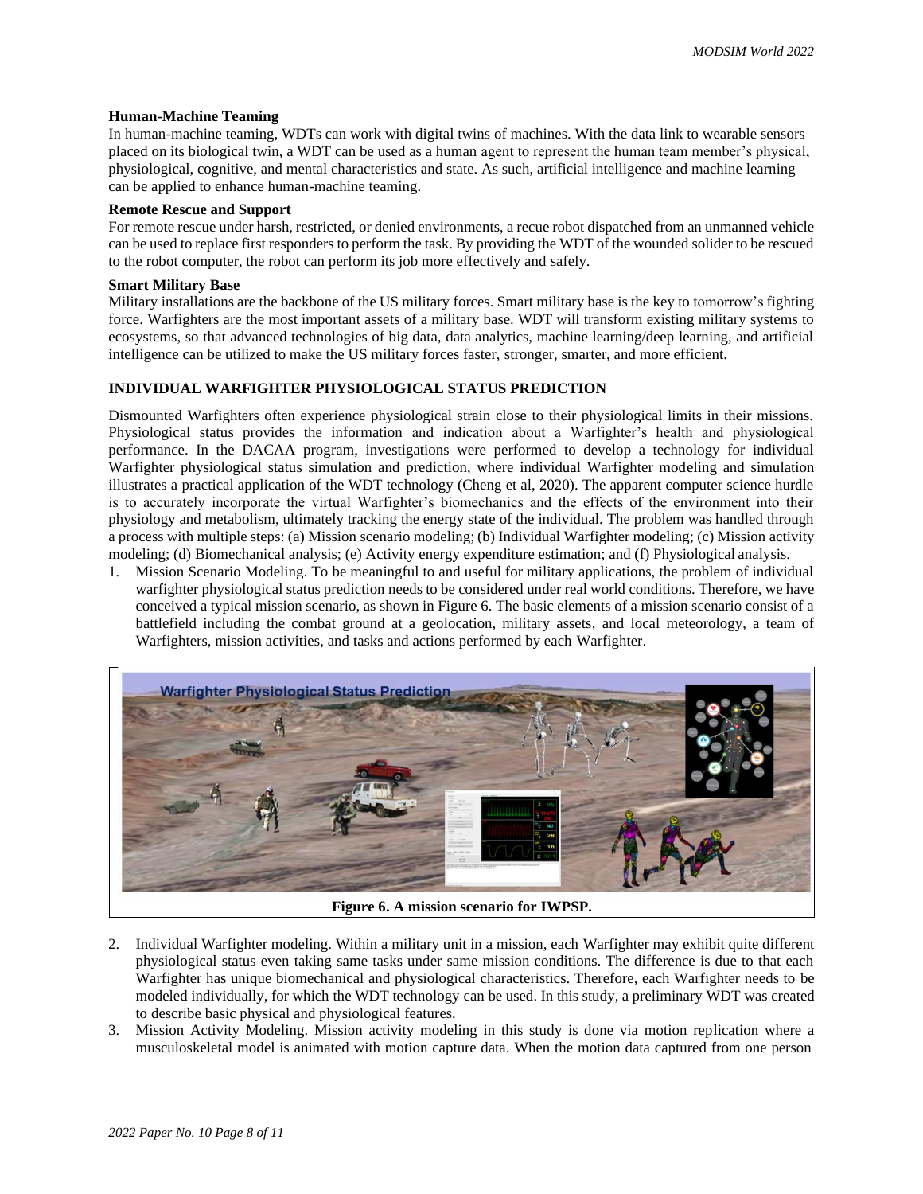**Human-Machine Teaming**

In human-machine teaming, WDTs can work with digital twins of machines. With the data link to wearable sensors placed on its biological twin, a WDT can be used as a human agent to represent the human team member's physical, physiological, cognitive, and mental characteristics and state. As such, artificial intelligence and machine learning can be applied to enhance human-machine teaming.

**Remote Rescue and Support**

For remote rescue under harsh, restricted, or denied environments, a recue robot dispatched from an unmanned vehicle can be used to replace first responders to perform the task. By providing the WDT of the wounded solider to be rescued to the robot computer, the robot can perform its job more effectively and safely.

**Smart Military Base**

Military installations are the backbone of the US military forces. Smart military base is the key to tomorrow's fighting force. Warfighters are the most important assets of a military base. WDT will transform existing military systems to ecosystems, so that advanced technologies of big data, data analytics, machine learning/deep learning, and artificial intelligence can be utilized to make the US military forces faster, stronger, smarter, and more efficient.

## INDIVIDUAL WARFIGHTER PHYSIOLOGICAL STATUS PREDICTION

Dismounted Warfighters often experience physiological strain close to their physiological limits in their missions. Physiological status provides the information and indication about a Warfighter's health and physiological performance. In the DACAA program, investigations were performed to develop a technology for individual Warfighter physiological status simulation and prediction, where individual Warfighter modeling and simulation illustrates a practical application of the WDT technology (Cheng et al, 2020). The apparent computer science hurdle is to accurately incorporate the virtual Warfighter's biomechanics and the effects of the environment into their physiology and metabolism, ultimately tracking the energy state of the individual. The problem was handled through a process with multiple steps: (a) Mission scenario modeling; (b) Individual Warfighter modeling; (c) Mission activity modeling; (d) Biomechanical analysis; (e) Activity energy expenditure estimation; and (f) Physiological analysis.

1. Mission Scenario Modeling. To be meaningful to and useful for military applications, the problem of individual warfighter physiological status prediction needs to be considered under real world conditions. Therefore, we have conceived a typical mission scenario, as shown in Figure 6. The basic elements of a mission scenario consist of a battlefield including the combat ground at a geolocation, military assets, and local meteorology, a team of Warfighters, mission activities, and tasks and actions performed by each Warfighter.

**Figure 6. A mission scenario for IWPSP.**

2. Individual Warfighter modeling. Within a military unit in a mission, each Warfighter may exhibit quite different physiological status even taking same tasks under same mission conditions. The difference is due to that each Warfighter has unique biomechanical and physiological characteristics. Therefore, each Warfighter needs to be modeled individually, for which the WDT technology can be used. In this study, a preliminary WDT was created to describe basic physical and physiological features.
3. Mission Activity Modeling. Mission activity modeling in this study is done via motion replication where a musculoskeletal model is animated with motion capture data. When the motion data captured from one person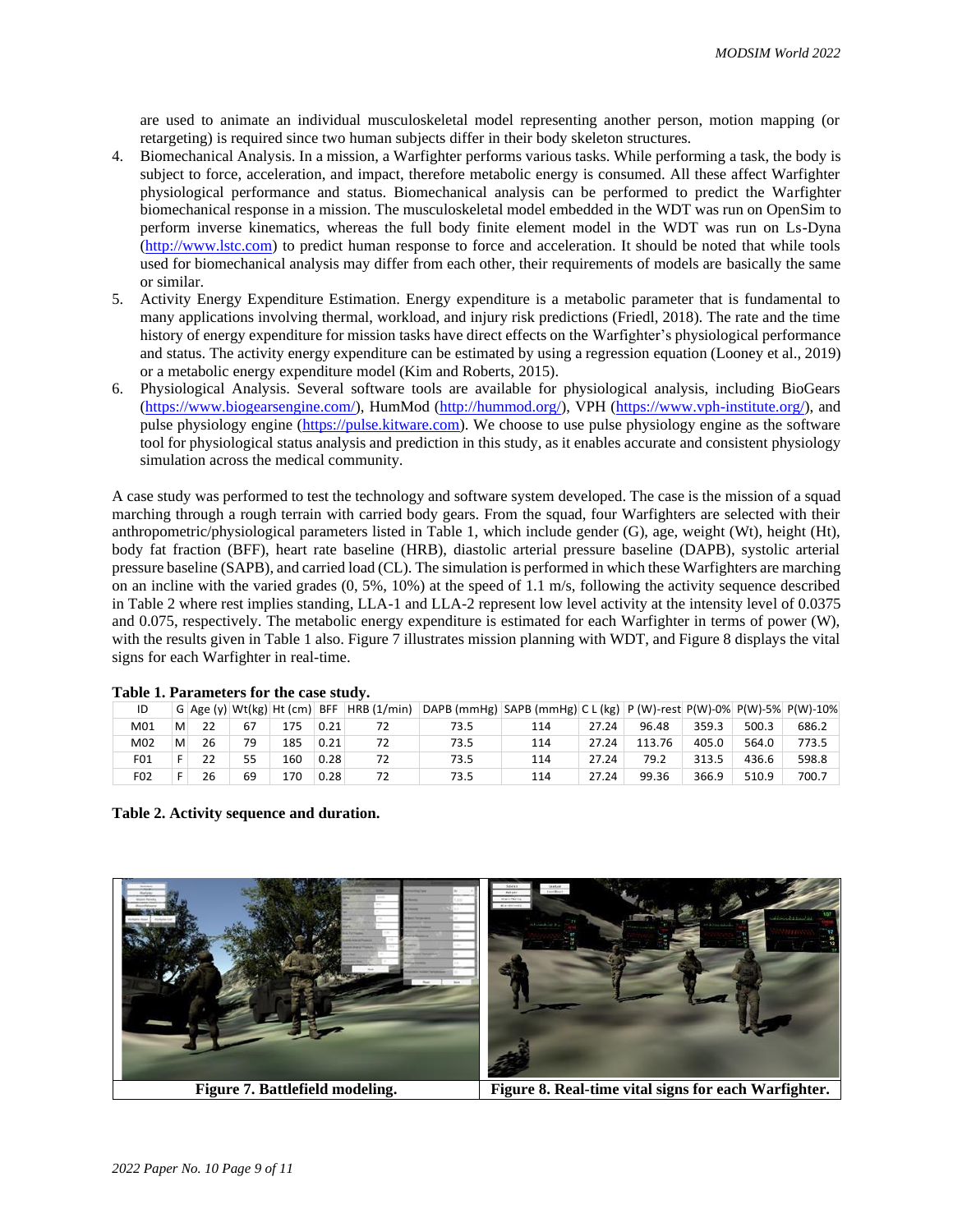are used to animate an individual musculoskeletal model representing another person, motion mapping (or retargeting) is required since two human subjects differ in their body skeleton structures.

4. Biomechanical Analysis. In a mission, a Warfighter performs various tasks. While performing a task, the body is subject to force, acceleration, and impact, therefore metabolic energy is consumed. All these affect Warfighter physiological performance and status. Biomechanical analysis can be performed to predict the Warfighter biomechanical response in a mission. The musculoskeletal model embedded in the WDT was run on OpenSim to perform inverse kinematics, whereas the full body finite element model in the WDT was run on Ls-Dyna (http://www.lstc.com) to predict human response to force and acceleration. It should be noted that while tools used for biomechanical analysis may differ from each other, their requirements of models are basically the same or similar.
5. Activity Energy Expenditure Estimation. Energy expenditure is a metabolic parameter that is fundamental to many applications involving thermal, workload, and injury risk predictions (Friedl, 2018). The rate and the time history of energy expenditure for mission tasks have direct effects on the Warfighter's physiological performance and status. The activity energy expenditure can be estimated by using a regression equation (Looney et al., 2019) or a metabolic energy expenditure model (Kim and Roberts, 2015).
6. Physiological Analysis. Several software tools are available for physiological analysis, including BioGears (https://www.biogearsengine.com/), HumMod (http://hummod.org/), VPH (https://www.vph-institute.org/), and pulse physiology engine (https://pulse.kitware.com). We choose to use pulse physiology engine as the software tool for physiological status analysis and prediction in this study, as it enables accurate and consistent physiology simulation across the medical community.

A case study was performed to test the technology and software system developed. The case is the mission of a squad marching through a rough terrain with carried body gears. From the squad, four Warfighters are selected with their anthropometric/physiological parameters listed in Table 1, which include gender (G), age, weight (Wt), height (Ht), body fat fraction (BFF), heart rate baseline (HRB), diastolic arterial pressure baseline (DAPB), systolic arterial pressure baseline (SAPB), and carried load (CL). The simulation is performed in which these Warfighters are marching on an incline with the varied grades (0, 5%, 10%) at the speed of 1.1 m/s, following the activity sequence described in Table 2 where rest implies standing, LLA-1 and LLA-2 represent low level activity at the intensity level of 0.0375 and 0.075, respectively. The metabolic energy expenditure is estimated for each Warfighter in terms of power (W), with the results given in Table 1 also. Figure 7 illustrates mission planning with WDT, and Figure 8 displays the vital signs for each Warfighter in real-time.

**Table 1. Parameters for the case study.**

| ID | G | Age (y) | Wt(kg) | Ht (cm) | BFF | HRB (1/min) | DAPB (mmHg) | SAPB (mmHg) | C L (kg) | P (W)-rest | P(W)-0% | P(W)-5% | P(W)-10% |
|---|---|---|---|---|---|---|---|---|---|---|---|---|---|
| M01 | M | 22 | 67 | 175 | 0.21 | 72 | 73.5 | 114 | 27.24 | 96.48 | 359.3 | 500.3 | 686.2 |
| M02 | M | 26 | 79 | 185 | 0.21 | 72 | 73.5 | 114 | 27.24 | 113.76 | 405.0 | 564.0 | 773.5 |
| F01 | F | 22 | 55 | 160 | 0.28 | 72 | 73.5 | 114 | 27.24 | 79.2 | 313.5 | 436.6 | 598.8 |
| F02 | F | 26 | 69 | 170 | 0.28 | 72 | 73.5 | 114 | 27.24 | 99.36 | 366.9 | 510.9 | 700.7 |

**Table 2. Activity sequence and duration.**

**Figure 7. Battlefield modeling.**

**Figure 8. Real-time vital signs for each Warfighter.**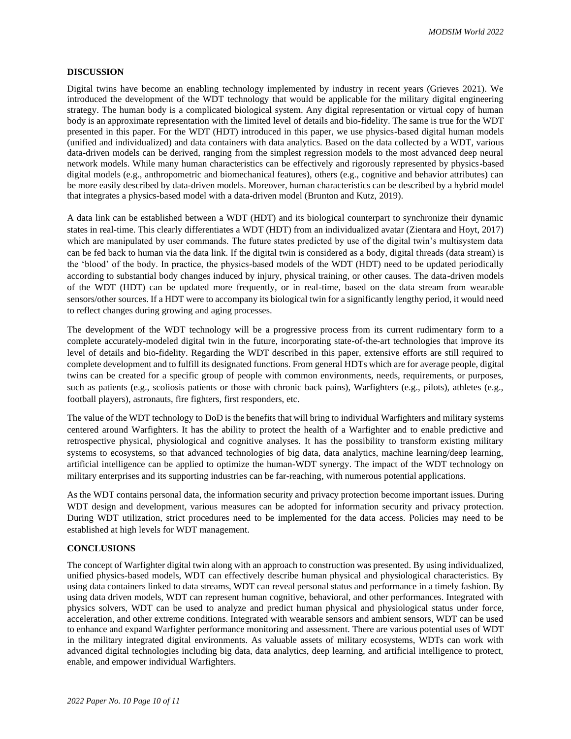## DISCUSSION

Digital twins have become an enabling technology implemented by industry in recent years (Grieves 2021). We introduced the development of the WDT technology that would be applicable for the military digital engineering strategy. The human body is a complicated biological system. Any digital representation or virtual copy of human body is an approximate representation with the limited level of details and bio-fidelity. The same is true for the WDT presented in this paper. For the WDT (HDT) introduced in this paper, we use physics-based digital human models (unified and individualized) and data containers with data analytics. Based on the data collected by a WDT, various data-driven models can be derived, ranging from the simplest regression models to the most advanced deep neural network models. While many human characteristics can be effectively and rigorously represented by physics-based digital models (e.g., anthropometric and biomechanical features), others (e.g., cognitive and behavior attributes) can be more easily described by data-driven models. Moreover, human characteristics can be described by a hybrid model that integrates a physics-based model with a data-driven model (Brunton and Kutz, 2019).

A data link can be established between a WDT (HDT) and its biological counterpart to synchronize their dynamic states in real-time. This clearly differentiates a WDT (HDT) from an individualized avatar (Zientara and Hoyt, 2017) which are manipulated by user commands. The future states predicted by use of the digital twin's multisystem data can be fed back to human via the data link. If the digital twin is considered as a body, digital threads (data stream) is the 'blood' of the body. In practice, the physics-based models of the WDT (HDT) need to be updated periodically according to substantial body changes induced by injury, physical training, or other causes. The data-driven models of the WDT (HDT) can be updated more frequently, or in real-time, based on the data stream from wearable sensors/other sources. If a HDT were to accompany its biological twin for a significantly lengthy period, it would need to reflect changes during growing and aging processes.

The development of the WDT technology will be a progressive process from its current rudimentary form to a complete accurately-modeled digital twin in the future, incorporating state-of-the-art technologies that improve its level of details and bio-fidelity. Regarding the WDT described in this paper, extensive efforts are still required to complete development and to fulfill its designated functions. From general HDTs which are for average people, digital twins can be created for a specific group of people with common environments, needs, requirements, or purposes, such as patients (e.g., scoliosis patients or those with chronic back pains), Warfighters (e.g., pilots), athletes (e.g., football players), astronauts, fire fighters, first responders, etc.

The value of the WDT technology to DoD is the benefits that will bring to individual Warfighters and military systems centered around Warfighters. It has the ability to protect the health of a Warfighter and to enable predictive and retrospective physical, physiological and cognitive analyses. It has the possibility to transform existing military systems to ecosystems, so that advanced technologies of big data, data analytics, machine learning/deep learning, artificial intelligence can be applied to optimize the human-WDT synergy. The impact of the WDT technology on military enterprises and its supporting industries can be far-reaching, with numerous potential applications.

As the WDT contains personal data, the information security and privacy protection become important issues. During WDT design and development, various measures can be adopted for information security and privacy protection. During WDT utilization, strict procedures need to be implemented for the data access. Policies may need to be established at high levels for WDT management.

## CONCLUSIONS

The concept of Warfighter digital twin along with an approach to construction was presented. By using individualized, unified physics-based models, WDT can effectively describe human physical and physiological characteristics. By using data containers linked to data streams, WDT can reveal personal status and performance in a timely fashion. By using data driven models, WDT can represent human cognitive, behavioral, and other performances. Integrated with physics solvers, WDT can be used to analyze and predict human physical and physiological status under force, acceleration, and other extreme conditions. Integrated with wearable sensors and ambient sensors, WDT can be used to enhance and expand Warfighter performance monitoring and assessment. There are various potential uses of WDT in the military integrated digital environments. As valuable assets of military ecosystems, WDTs can work with advanced digital technologies including big data, data analytics, deep learning, and artificial intelligence to protect, enable, and empower individual Warfighters.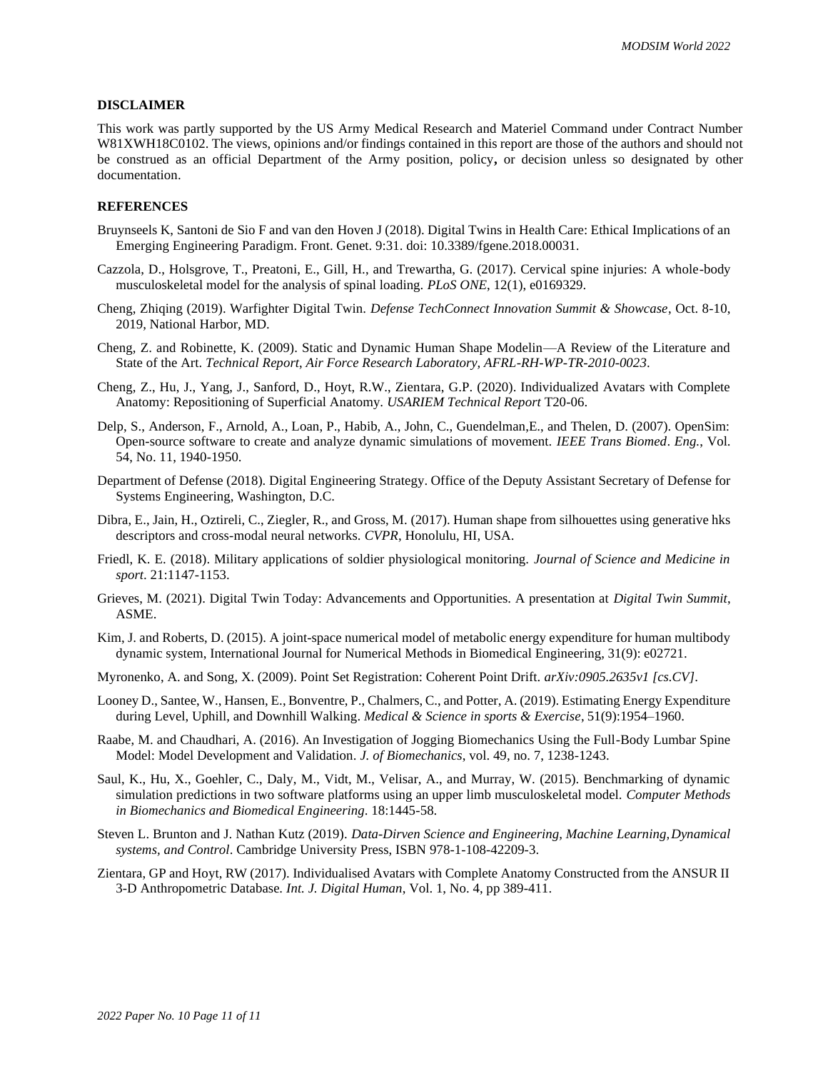## DISCLAIMER

This work was partly supported by the US Army Medical Research and Materiel Command under Contract Number W81XWH18C0102. The views, opinions and/or findings contained in this report are those of the authors and should not be construed as an official Department of the Army position, policy, or decision unless so designated by other documentation.

## REFERENCES

Bruynseels K, Santoni de Sio F and van den Hoven J (2018). Digital Twins in Health Care: Ethical Implications of an Emerging Engineering Paradigm. Front. Genet. 9:31. doi: 10.3389/fgene.2018.00031.

Cazzola, D., Holsgrove, T., Preatoni, E., Gill, H., and Trewartha, G. (2017). Cervical spine injuries: A whole-body musculoskeletal model for the analysis of spinal loading. *PLoS ONE*, 12(1), e0169329.

Cheng, Zhiqing (2019). Warfighter Digital Twin. *Defense TechConnect Innovation Summit & Showcase*, Oct. 8-10, 2019, National Harbor, MD.

Cheng, Z. and Robinette, K. (2009). Static and Dynamic Human Shape Modelin—A Review of the Literature and State of the Art. *Technical Report, Air Force Research Laboratory, AFRL-RH-WP-TR-2010-0023*.

Cheng, Z., Hu, J., Yang, J., Sanford, D., Hoyt, R.W., Zientara, G.P. (2020). Individualized Avatars with Complete Anatomy: Repositioning of Superficial Anatomy. *USARIEM Technical Report* T20-06.

Delp, S., Anderson, F., Arnold, A., Loan, P., Habib, A., John, C., Guendelman,E., and Thelen, D. (2007). OpenSim: Open-source software to create and analyze dynamic simulations of movement. *IEEE Trans Biomed*. *Eng.*, Vol. 54, No. 11, 1940-1950.

Department of Defense (2018). Digital Engineering Strategy. Office of the Deputy Assistant Secretary of Defense for Systems Engineering, Washington, D.C.

Dibra, E., Jain, H., Oztireli, C., Ziegler, R., and Gross, M. (2017). Human shape from silhouettes using generative hks descriptors and cross-modal neural networks. *CVPR*, Honolulu, HI, USA.

Friedl, K. E. (2018). Military applications of soldier physiological monitoring. *Journal of Science and Medicine in sport*. 21:1147-1153.

Grieves, M. (2021). Digital Twin Today: Advancements and Opportunities. A presentation at *Digital Twin Summit*, ASME.

Kim, J. and Roberts, D. (2015). A joint-space numerical model of metabolic energy expenditure for human multibody dynamic system, International Journal for Numerical Methods in Biomedical Engineering, 31(9): e02721.

Myronenko, A. and Song, X. (2009). Point Set Registration: Coherent Point Drift. *arXiv:0905.2635v1 [cs.CV]*.

Looney D., Santee, W., Hansen, E., Bonventre, P., Chalmers, C., and Potter, A. (2019). Estimating Energy Expenditure during Level, Uphill, and Downhill Walking. *Medical & Science in sports & Exercise*, 51(9):1954–1960.

Raabe, M. and Chaudhari, A. (2016). An Investigation of Jogging Biomechanics Using the Full-Body Lumbar Spine Model: Model Development and Validation. *J. of Biomechanics*, vol. 49, no. 7, 1238-1243.

Saul, K., Hu, X., Goehler, C., Daly, M., Vidt, M., Velisar, A., and Murray, W. (2015). Benchmarking of dynamic simulation predictions in two software platforms using an upper limb musculoskeletal model. *Computer Methods in Biomechanics and Biomedical Engineering*. 18:1445-58.

Steven L. Brunton and J. Nathan Kutz (2019). *Data-Dirven Science and Engineering, Machine Learning, Dynamical systems, and Control*. Cambridge University Press, ISBN 978-1-108-42209-3.

Zientara, GP and Hoyt, RW (2017). Individualised Avatars with Complete Anatomy Constructed from the ANSUR II 3-D Anthropometric Database. *Int. J. Digital Human*, Vol. 1, No. 4, pp 389-411.